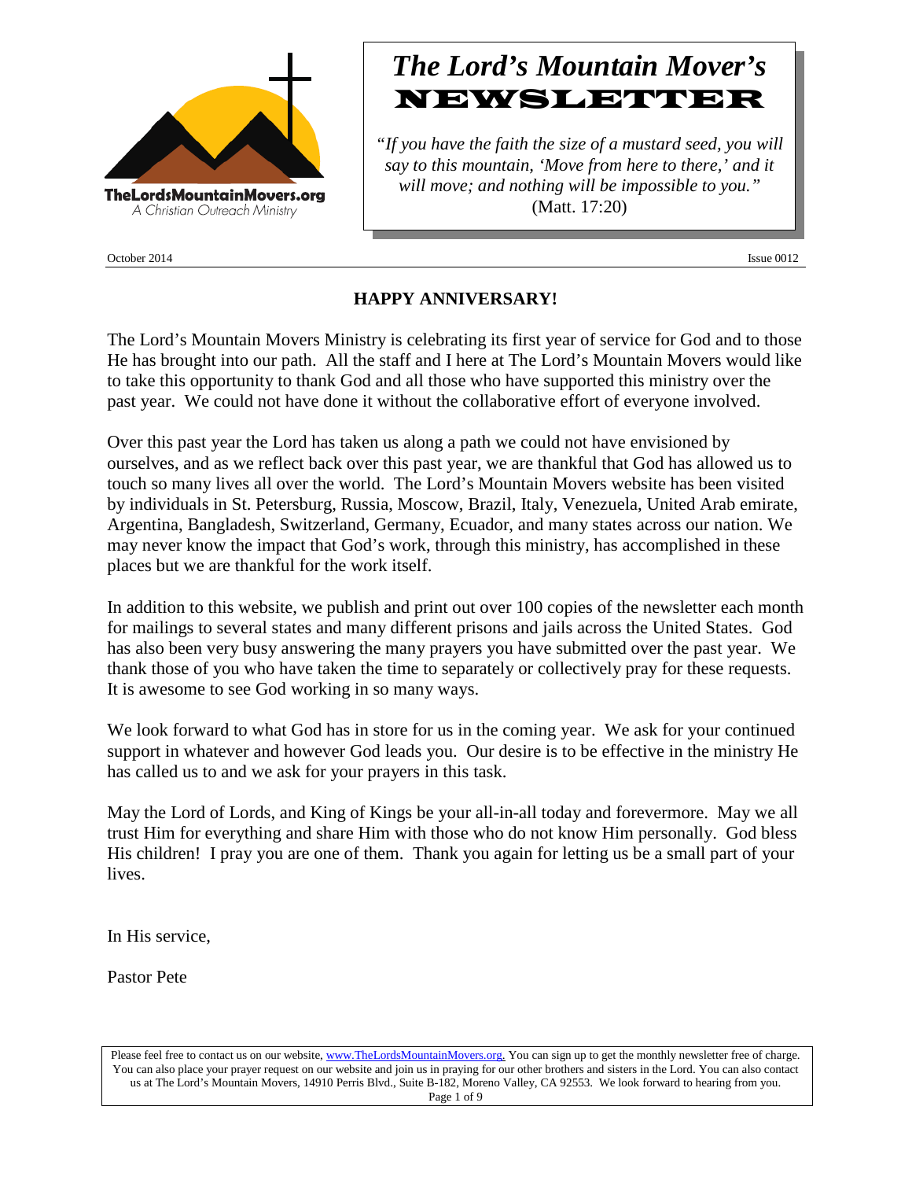TheLordsMountainMovers.org
A Christian Outreach Ministry

# *The Lord's Mountain Mover's* NEWSLETTER

*"If you have the faith the size of a mustard seed, you will say to this mountain, 'Move from here to there,' and it will move; and nothing will be impossible to you."* (Matt. 17:20)

October 2014 Issue 0012

## HAPPY ANNIVERSARY!

The Lord's Mountain Movers Ministry is celebrating its first year of service for God and to those He has brought into our path. All the staff and I here at The Lord's Mountain Movers would like to take this opportunity to thank God and all those who have supported this ministry over the past year. We could not have done it without the collaborative effort of everyone involved.

Over this past year the Lord has taken us along a path we could not have envisioned by ourselves, and as we reflect back over this past year, we are thankful that God has allowed us to touch so many lives all over the world. The Lord's Mountain Movers website has been visited by individuals in St. Petersburg, Russia, Moscow, Brazil, Italy, Venezuela, United Arab emirate, Argentina, Bangladesh, Switzerland, Germany, Ecuador, and many states across our nation. We may never know the impact that God's work, through this ministry, has accomplished in these places but we are thankful for the work itself.

In addition to this website, we publish and print out over 100 copies of the newsletter each month for mailings to several states and many different prisons and jails across the United States. God has also been very busy answering the many prayers you have submitted over the past year. We thank those of you who have taken the time to separately or collectively pray for these requests. It is awesome to see God working in so many ways.

We look forward to what God has in store for us in the coming year. We ask for your continued support in whatever and however God leads you. Our desire is to be effective in the ministry He has called us to and we ask for your prayers in this task.

May the Lord of Lords, and King of Kings be your all-in-all today and forevermore. May we all trust Him for everything and share Him with those who do not know Him personally. God bless His children! I pray you are one of them. Thank you again for letting us be a small part of your lives.

In His service,

Pastor Pete

Please feel free to contact us on our website, www.TheLordsMountainMovers.org. You can sign up to get the monthly newsletter free of charge. You can also place your prayer request on our website and join us in praying for our other brothers and sisters in the Lord. You can also contact us at The Lord's Mountain Movers, 14910 Perris Blvd., Suite B-182, Moreno Valley, CA 92553. We look forward to hearing from you.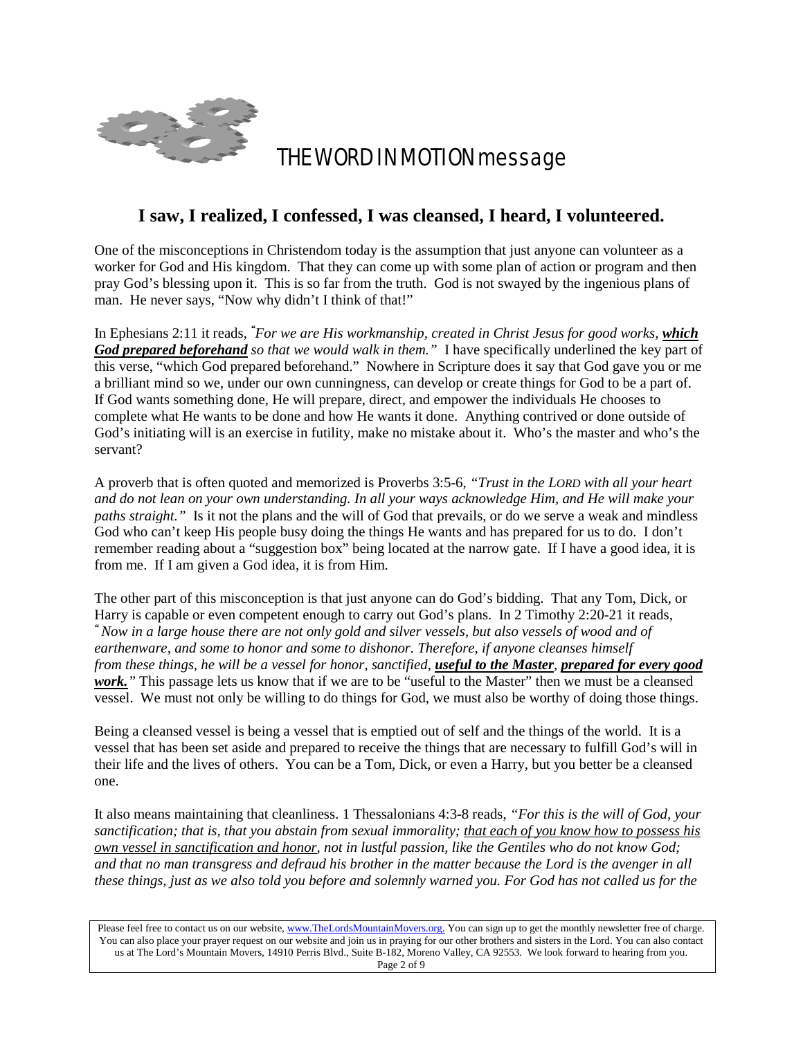THE WORD IN MOTION message

## I saw, I realized, I confessed, I was cleansed, I heard, I volunteered.

One of the misconceptions in Christendom today is the assumption that just anyone can volunteer as a worker for God and His kingdom. That they can come up with some plan of action or program and then pray God's blessing upon it. This is so far from the truth. God is not swayed by the ingenious plans of man. He never says, "Now why didn't I think of that!"

In Ephesians 2:11 it reads, *"For we are His workmanship, created in Christ Jesus for good works,* ***which God prepared beforehand*** *so that we would walk in them."* I have specifically underlined the key part of this verse, "which God prepared beforehand." Nowhere in Scripture does it say that God gave you or me a brilliant mind so we, under our own cunningness, can develop or create things for God to be a part of. If God wants something done, He will prepare, direct, and empower the individuals He chooses to complete what He wants to be done and how He wants it done. Anything contrived or done outside of God's initiating will is an exercise in futility, make no mistake about it. Who's the master and who's the servant?

A proverb that is often quoted and memorized is Proverbs 3:5-6, *"Trust in the LORD with all your heart and do not lean on your own understanding. In all your ways acknowledge Him, and He will make your paths straight."* Is it not the plans and the will of God that prevails, or do we serve a weak and mindless God who can't keep His people busy doing the things He wants and has prepared for us to do. I don't remember reading about a "suggestion box" being located at the narrow gate. If I have a good idea, it is from me. If I am given a God idea, it is from Him.

The other part of this misconception is that just anyone can do God's bidding. That any Tom, Dick, or Harry is capable or even competent enough to carry out God's plans. In 2 Timothy 2:20-21 it reads, *"Now in a large house there are not only gold and silver vessels, but also vessels of wood and of earthenware, and some to honor and some to dishonor. Therefore, if anyone cleanses himself from these things, he will be a vessel for honor, sanctified,* ***useful to the Master***, ***prepared for every good work.****"* This passage lets us know that if we are to be "useful to the Master" then we must be a cleansed vessel. We must not only be willing to do things for God, we must also be worthy of doing those things.

Being a cleansed vessel is being a vessel that is emptied out of self and the things of the world. It is a vessel that has been set aside and prepared to receive the things that are necessary to fulfill God's will in their life and the lives of others. You can be a Tom, Dick, or even a Harry, but you better be a cleansed one.

It also means maintaining that cleanliness. 1 Thessalonians 4:3-8 reads, *"For this is the will of God, your sanctification; that is, that you abstain from sexual immorality; that each of you know how to possess his own vessel in sanctification and honor, not in lustful passion, like the Gentiles who do not know God; and that no man transgress and defraud his brother in the matter because the Lord is the avenger in all these things, just as we also told you before and solemnly warned you. For God has not called us for the*

Please feel free to contact us on our website, www.TheLordsMountainMovers.org. You can sign up to get the monthly newsletter free of charge. You can also place your prayer request on our website and join us in praying for our other brothers and sisters in the Lord. You can also contact us at The Lord's Mountain Movers, 14910 Perris Blvd., Suite B-182, Moreno Valley, CA 92553. We look forward to hearing from you.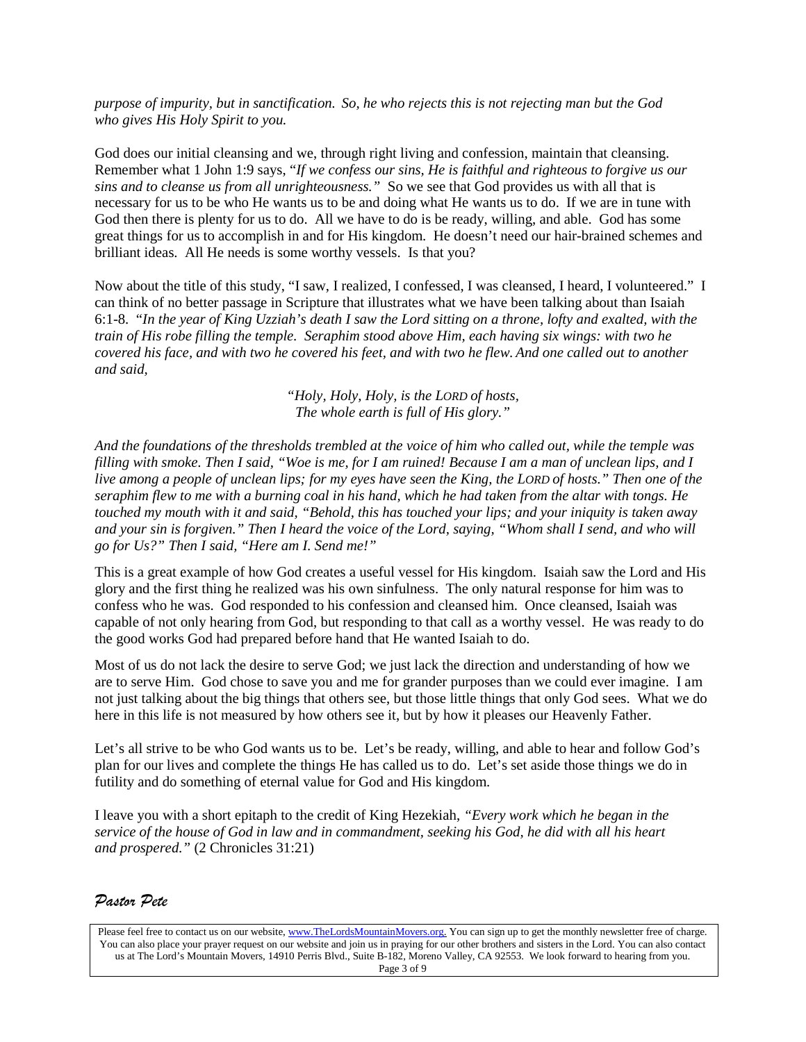*purpose of impurity, but in sanctification. So, he who rejects this is not rejecting man but the God who gives His Holy Spirit to you.*

God does our initial cleansing and we, through right living and confession, maintain that cleansing. Remember what 1 John 1:9 says, "*If we confess our sins, He is faithful and righteous to forgive us our sins and to cleanse us from all unrighteousness."* So we see that God provides us with all that is necessary for us to be who He wants us to be and doing what He wants us to do. If we are in tune with God then there is plenty for us to do. All we have to do is be ready, willing, and able. God has some great things for us to accomplish in and for His kingdom. He doesn't need our hair-brained schemes and brilliant ideas. All He needs is some worthy vessels. Is that you?

Now about the title of this study, "I saw, I realized, I confessed, I was cleansed, I heard, I volunteered." I can think of no better passage in Scripture that illustrates what we have been talking about than Isaiah 6:1-8. *"In the year of King Uzziah's death I saw the Lord sitting on a throne, lofty and exalted, with the train of His robe filling the temple. Seraphim stood above Him, each having six wings: with two he covered his face, and with two he covered his feet, and with two he flew. And one called out to another and said,*

*"Holy, Holy, Holy, is the LORD of hosts,
The whole earth is full of His glory."*

*And the foundations of the thresholds trembled at the voice of him who called out, while the temple was filling with smoke. Then I said, "Woe is me, for I am ruined! Because I am a man of unclean lips, and I live among a people of unclean lips; for my eyes have seen the King, the LORD of hosts." Then one of the seraphim flew to me with a burning coal in his hand, which he had taken from the altar with tongs. He touched my mouth with it and said, "Behold, this has touched your lips; and your iniquity is taken away and your sin is forgiven." Then I heard the voice of the Lord, saying, "Whom shall I send, and who will go for Us?" Then I said, "Here am I. Send me!"*

This is a great example of how God creates a useful vessel for His kingdom. Isaiah saw the Lord and His glory and the first thing he realized was his own sinfulness. The only natural response for him was to confess who he was. God responded to his confession and cleansed him. Once cleansed, Isaiah was capable of not only hearing from God, but responding to that call as a worthy vessel. He was ready to do the good works God had prepared before hand that He wanted Isaiah to do.

Most of us do not lack the desire to serve God; we just lack the direction and understanding of how we are to serve Him. God chose to save you and me for grander purposes than we could ever imagine. I am not just talking about the big things that others see, but those little things that only God sees. What we do here in this life is not measured by how others see it, but by how it pleases our Heavenly Father.

Let's all strive to be who God wants us to be. Let's be ready, willing, and able to hear and follow God's plan for our lives and complete the things He has called us to do. Let's set aside those things we do in futility and do something of eternal value for God and His kingdom.

I leave you with a short epitaph to the credit of King Hezekiah, *"Every work which he began in the service of the house of God in law and in commandment, seeking his God, he did with all his heart and prospered."* (2 Chronicles 31:21)

*Pastor Pete*

Please feel free to contact us on our website, www.TheLordsMountainMovers.org. You can sign up to get the monthly newsletter free of charge. You can also place your prayer request on our website and join us in praying for our other brothers and sisters in the Lord. You can also contact us at The Lord's Mountain Movers, 14910 Perris Blvd., Suite B-182, Moreno Valley, CA 92553. We look forward to hearing from you.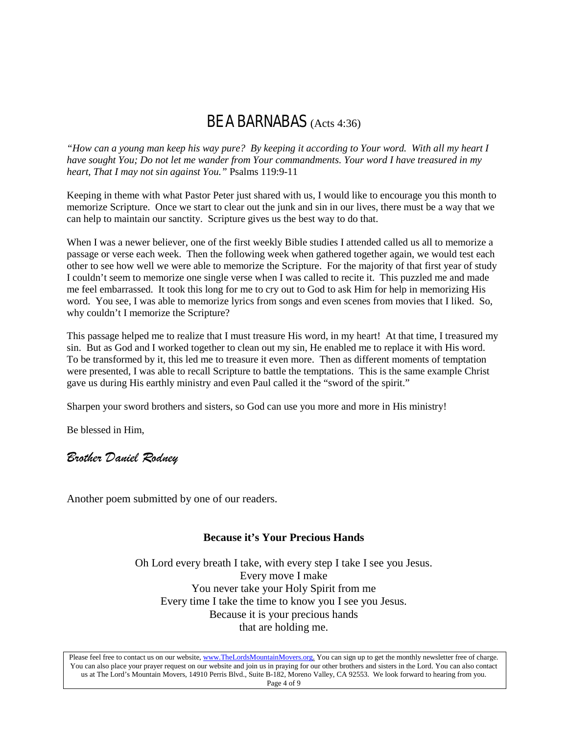# BE A BARNABAS (Acts 4:36)

*"How can a young man keep his way pure? By keeping it according to Your word. With all my heart I have sought You; Do not let me wander from Your commandments. Your word I have treasured in my heart, That I may not sin against You."* Psalms 119:9-11

Keeping in theme with what Pastor Peter just shared with us, I would like to encourage you this month to memorize Scripture. Once we start to clear out the junk and sin in our lives, there must be a way that we can help to maintain our sanctity. Scripture gives us the best way to do that.

When I was a newer believer, one of the first weekly Bible studies I attended called us all to memorize a passage or verse each week. Then the following week when gathered together again, we would test each other to see how well we were able to memorize the Scripture. For the majority of that first year of study I couldn't seem to memorize one single verse when I was called to recite it. This puzzled me and made me feel embarrassed. It took this long for me to cry out to God to ask Him for help in memorizing His word. You see, I was able to memorize lyrics from songs and even scenes from movies that I liked. So, why couldn't I memorize the Scripture?

This passage helped me to realize that I must treasure His word, in my heart! At that time, I treasured my sin. But as God and I worked together to clean out my sin, He enabled me to replace it with His word. To be transformed by it, this led me to treasure it even more. Then as different moments of temptation were presented, I was able to recall Scripture to battle the temptations. This is the same example Christ gave us during His earthly ministry and even Paul called it the "sword of the spirit."

Sharpen your sword brothers and sisters, so God can use you more and more in His ministry!

Be blessed in Him,

*Brother Daniel Rodney*

Another poem submitted by one of our readers.

**Because it's Your Precious Hands**

Oh Lord every breath I take, with every step I take I see you Jesus.
Every move I make
You never take your Holy Spirit from me
Every time I take the time to know you I see you Jesus.
Because it is your precious hands
that are holding me.

Please feel free to contact us on our website, www.TheLordsMountainMovers.org. You can sign up to get the monthly newsletter free of charge. You can also place your prayer request on our website and join us in praying for our other brothers and sisters in the Lord. You can also contact us at The Lord's Mountain Movers, 14910 Perris Blvd., Suite B-182, Moreno Valley, CA 92553. We look forward to hearing from you.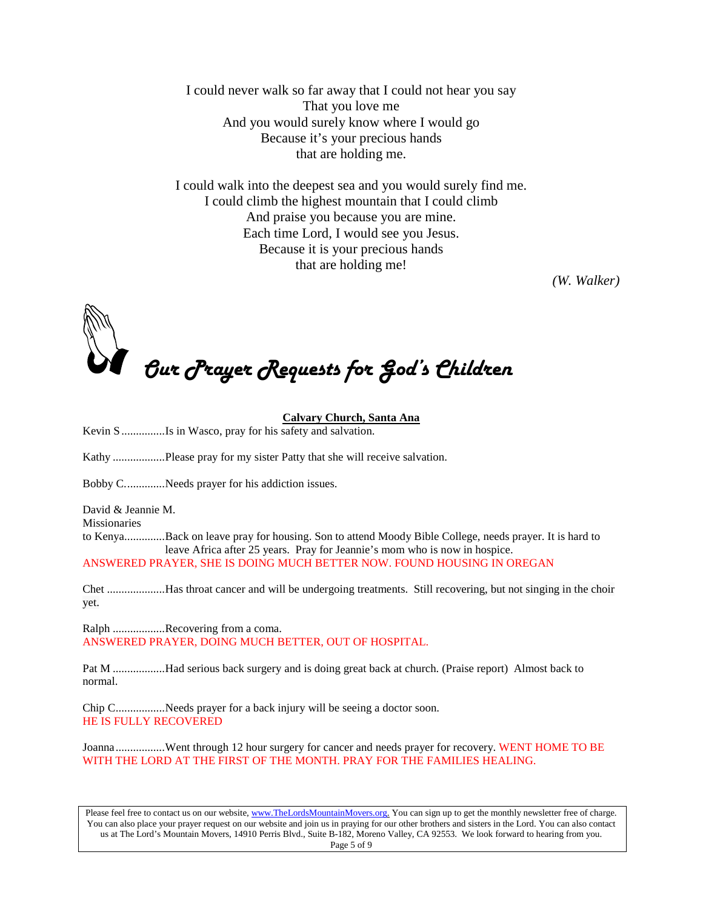I could never walk so far away that I could not hear you say
That you love me
And you would surely know where I would go
Because it's your precious hands
that are holding me.

I could walk into the deepest sea and you would surely find me.
I could climb the highest mountain that I could climb
And praise you because you are mine.
Each time Lord, I would see you Jesus.
Because it is your precious hands
that are holding me!

*(W. Walker)*

# *Our Prayer Requests for God's Children*

**Calvary Church, Santa Ana**

Kevin S ...............Is in Wasco, pray for his safety and salvation.

Kathy ..................Please pray for my sister Patty that she will receive salvation.

Bobby C..............Needs prayer for his addiction issues.

David & Jeannie M.
Missionaries
to Kenya..............Back on leave pray for housing. Son to attend Moody Bible College, needs prayer. It is hard to leave Africa after 25 years. Pray for Jeannie's mom who is now in hospice.
ANSWERED PRAYER, SHE IS DOING MUCH BETTER NOW. FOUND HOUSING IN OREGAN

Chet ....................Has throat cancer and will be undergoing treatments. Still recovering, but not singing in the choir yet.

Ralph ..................Recovering from a coma.
ANSWERED PRAYER, DOING MUCH BETTER, OUT OF HOSPITAL.

Pat M ..................Had serious back surgery and is doing great back at church. (Praise report) Almost back to normal.

Chip C.................Needs prayer for a back injury will be seeing a doctor soon.
HE IS FULLY RECOVERED

Joanna .................Went through 12 hour surgery for cancer and needs prayer for recovery. WENT HOME TO BE WITH THE LORD AT THE FIRST OF THE MONTH. PRAY FOR THE FAMILIES HEALING.

Please feel free to contact us on our website, www.TheLordsMountainMovers.org. You can sign up to get the monthly newsletter free of charge. You can also place your prayer request on our website and join us in praying for our other brothers and sisters in the Lord. You can also contact us at The Lord's Mountain Movers, 14910 Perris Blvd., Suite B-182, Moreno Valley, CA 92553. We look forward to hearing from you.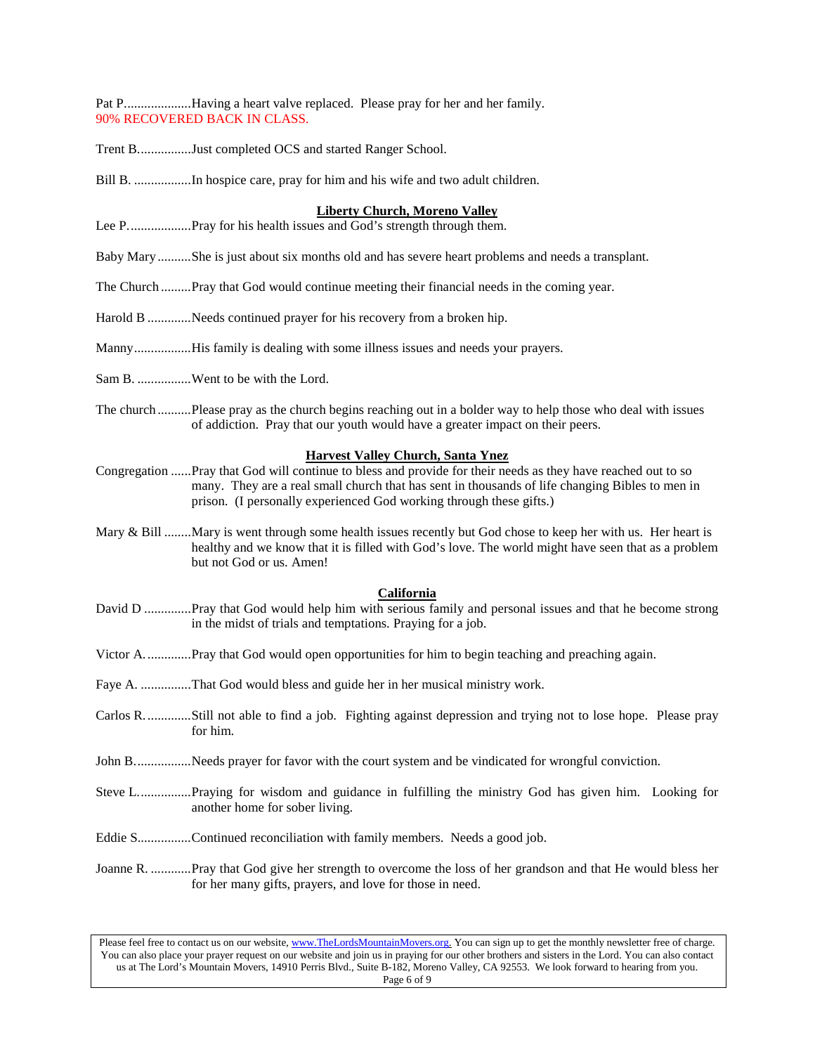Pat P....................Having a heart valve replaced. Please pray for her and her family.
90% RECOVERED BACK IN CLASS.

Trent B................Just completed OCS and started Ranger School.

Bill B. .................In hospice care, pray for him and his wife and two adult children.

**Liberty Church, Moreno Valley**

Lee P...................Pray for his health issues and God's strength through them.

Baby Mary..........She is just about six months old and has severe heart problems and needs a transplant.

The Church.........Pray that God would continue meeting their financial needs in the coming year.

Harold B .............Needs continued prayer for his recovery from a broken hip.

Manny.................His family is dealing with some illness issues and needs your prayers.

Sam B. ................Went to be with the Lord.

The church..........Please pray as the church begins reaching out in a bolder way to help those who deal with issues of addiction. Pray that our youth would have a greater impact on their peers.

**Harvest Valley Church, Santa Ynez**

Congregation ......Pray that God will continue to bless and provide for their needs as they have reached out to so many. They are a real small church that has sent in thousands of life changing Bibles to men in prison. (I personally experienced God working through these gifts.)

Mary & Bill ........Mary is went through some health issues recently but God chose to keep her with us. Her heart is healthy and we know that it is filled with God's love. The world might have seen that as a problem but not God or us. Amen!

**California**

David D ..............Pray that God would help him with serious family and personal issues and that he become strong in the midst of trials and temptations. Praying for a job.

Victor A..............Pray that God would open opportunities for him to begin teaching and preaching again.

Faye A. ...............That God would bless and guide her in her musical ministry work.

Carlos R..............Still not able to find a job. Fighting against depression and trying not to lose hope. Please pray for him.

John B................Needs prayer for favor with the court system and be vindicated for wrongful conviction.

Steve L................Praying for wisdom and guidance in fulfilling the ministry God has given him. Looking for another home for sober living.

Eddie S................Continued reconciliation with family members. Needs a good job.

Joanne R. ............Pray that God give her strength to overcome the loss of her grandson and that He would bless her for her many gifts, prayers, and love for those in need.

Please feel free to contact us on our website, www.TheLordsMountainMovers.org. You can sign up to get the monthly newsletter free of charge. You can also place your prayer request on our website and join us in praying for our other brothers and sisters in the Lord. You can also contact us at The Lord's Mountain Movers, 14910 Perris Blvd., Suite B-182, Moreno Valley, CA 92553. We look forward to hearing from you.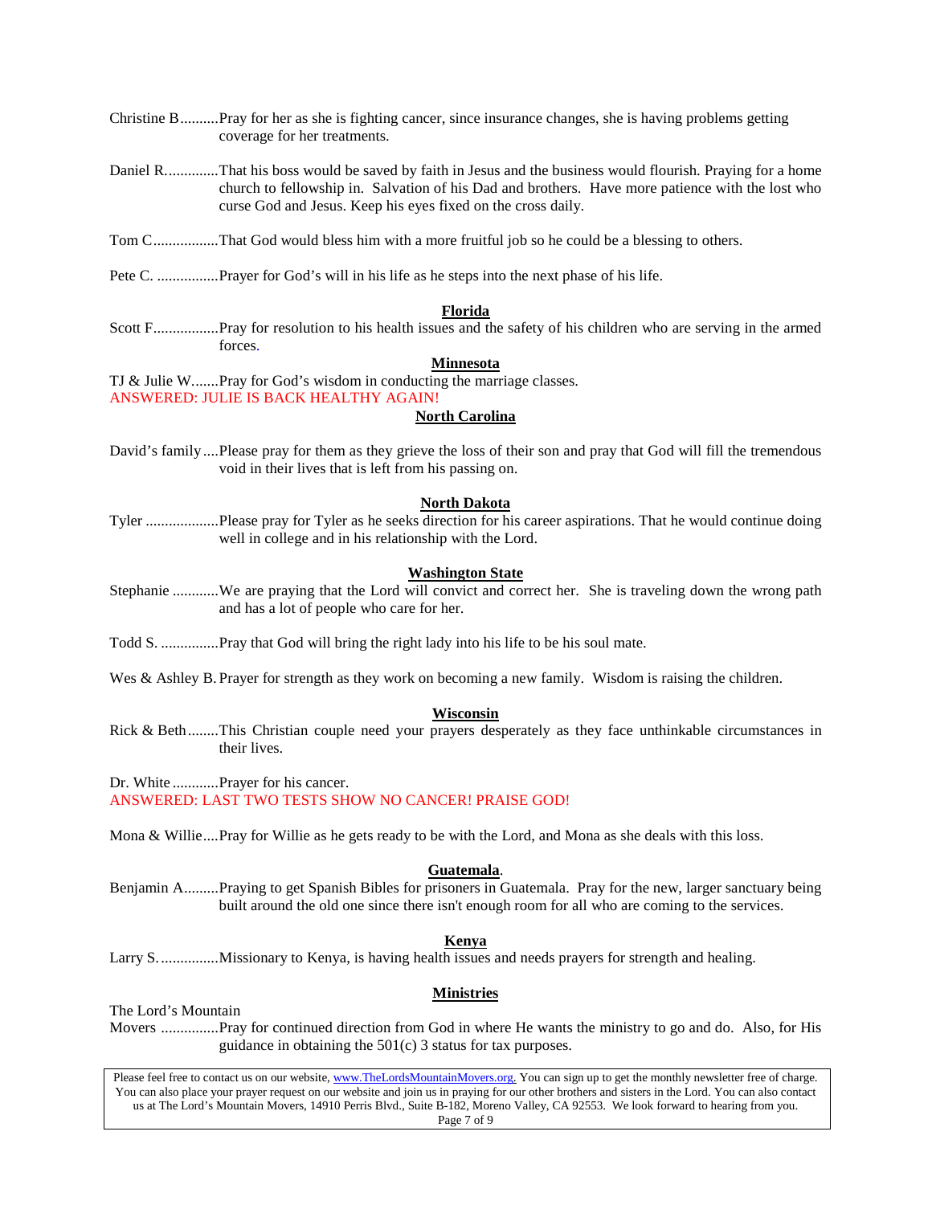Christine B..........Pray for her as she is fighting cancer, since insurance changes, she is having problems getting coverage for her treatments.

Daniel R.............That his boss would be saved by faith in Jesus and the business would flourish. Praying for a home church to fellowship in. Salvation of his Dad and brothers. Have more patience with the lost who curse God and Jesus. Keep his eyes fixed on the cross daily.

Tom C.................That God would bless him with a more fruitful job so he could be a blessing to others.

Pete C. ................Prayer for God's will in his life as he steps into the next phase of his life.

**Florida**

Scott F.................Pray for resolution to his health issues and the safety of his children who are serving in the armed forces.

**Minnesota**

TJ & Julie W.......Pray for God's wisdom in conducting the marriage classes.
ANSWERED: JULIE IS BACK HEALTHY AGAIN!

**North Carolina**

David's family....Please pray for them as they grieve the loss of their son and pray that God will fill the tremendous void in their lives that is left from his passing on.

**North Dakota**

Tyler ...................Please pray for Tyler as he seeks direction for his career aspirations. That he would continue doing well in college and in his relationship with the Lord.

**Washington State**

Stephanie ............We are praying that the Lord will convict and correct her. She is traveling down the wrong path and has a lot of people who care for her.

Todd S. ...............Pray that God will bring the right lady into his life to be his soul mate.

Wes & Ashley B. Prayer for strength as they work on becoming a new family. Wisdom is raising the children.

**Wisconsin**

Rick & Beth........This Christian couple need your prayers desperately as they face unthinkable circumstances in their lives.

Dr. White ............Prayer for his cancer.
ANSWERED: LAST TWO TESTS SHOW NO CANCER! PRAISE GOD!

Mona & Willie....Pray for Willie as he gets ready to be with the Lord, and Mona as she deals with this loss.

**Guatemala**.

Benjamin A.........Praying to get Spanish Bibles for prisoners in Guatemala. Pray for the new, larger sanctuary being built around the old one since there isn't enough room for all who are coming to the services.

**Kenya**

Larry S. ..............Missionary to Kenya, is having health issues and needs prayers for strength and healing.

**Ministries**

The Lord's Mountain Movers ..............Pray for continued direction from God in where He wants the ministry to go and do. Also, for His guidance in obtaining the 501(c) 3 status for tax purposes.

Please feel free to contact us on our website, www.TheLordsMountainMovers.org. You can sign up to get the monthly newsletter free of charge. You can also place your prayer request on our website and join us in praying for our other brothers and sisters in the Lord. You can also contact us at The Lord's Mountain Movers, 14910 Perris Blvd., Suite B-182, Moreno Valley, CA 92553. We look forward to hearing from you.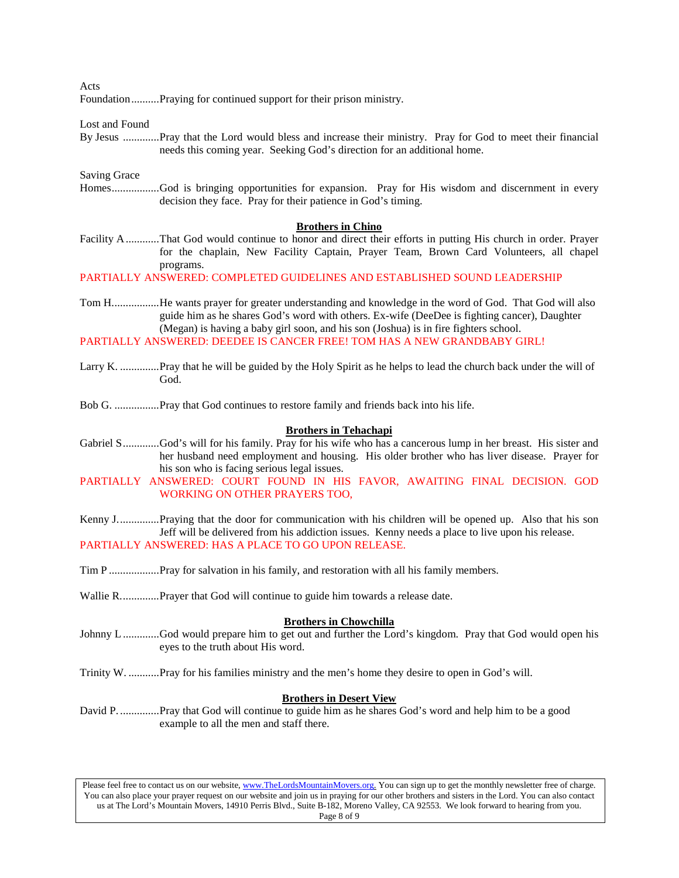Acts Foundation..........Praying for continued support for their prison ministry.

Lost and Found By Jesus .............Pray that the Lord would bless and increase their ministry. Pray for God to meet their financial needs this coming year. Seeking God's direction for an additional home.

Saving Grace Homes................God is bringing opportunities for expansion. Pray for His wisdom and discernment in every decision they face. Pray for their patience in God's timing.

**Brothers in Chino**

Facility A ............That God would continue to honor and direct their efforts in putting His church in order. Prayer for the chaplain, New Facility Captain, Prayer Team, Brown Card Volunteers, all chapel programs.

PARTIALLY ANSWERED: COMPLETED GUIDELINES AND ESTABLISHED SOUND LEADERSHIP

Tom H.................He wants prayer for greater understanding and knowledge in the word of God. That God will also guide him as he shares God's word with others. Ex-wife (DeeDee is fighting cancer), Daughter (Megan) is having a baby girl soon, and his son (Joshua) is in fire fighters school.

PARTIALLY ANSWERED: DEEDEE IS CANCER FREE! TOM HAS A NEW GRANDBABY GIRL!

Larry K. ..............Pray that he will be guided by the Holy Spirit as he helps to lead the church back under the will of God.

Bob G. ................Pray that God continues to restore family and friends back into his life.

**Brothers in Tehachapi**

Gabriel S.............God's will for his family. Pray for his wife who has a cancerous lump in her breast. His sister and her husband need employment and housing. His older brother who has liver disease. Prayer for his son who is facing serious legal issues.

PARTIALLY ANSWERED: COURT FOUND IN HIS FAVOR, AWAITING FINAL DECISION. GOD WORKING ON OTHER PRAYERS TOO,

Kenny J...............Praying that the door for communication with his children will be opened up. Also that his son Jeff will be delivered from his addiction issues. Kenny needs a place to live upon his release.

PARTIALLY ANSWERED: HAS A PLACE TO GO UPON RELEASE.

Tim P ..................Pray for salvation in his family, and restoration with all his family members.

Wallie R..............Prayer that God will continue to guide him towards a release date.

**Brothers in Chowchilla**

Johnny L .............God would prepare him to get out and further the Lord's kingdom. Pray that God would open his eyes to the truth about His word.

Trinity W. ...........Pray for his families ministry and the men's home they desire to open in God's will.

**Brothers in Desert View**

David P...............Pray that God will continue to guide him as he shares God's word and help him to be a good example to all the men and staff there.

Please feel free to contact us on our website, www.TheLordsMountainMovers.org. You can sign up to get the monthly newsletter free of charge. You can also place your prayer request on our website and join us in praying for our other brothers and sisters in the Lord. You can also contact us at The Lord's Mountain Movers, 14910 Perris Blvd., Suite B-182, Moreno Valley, CA 92553. We look forward to hearing from you.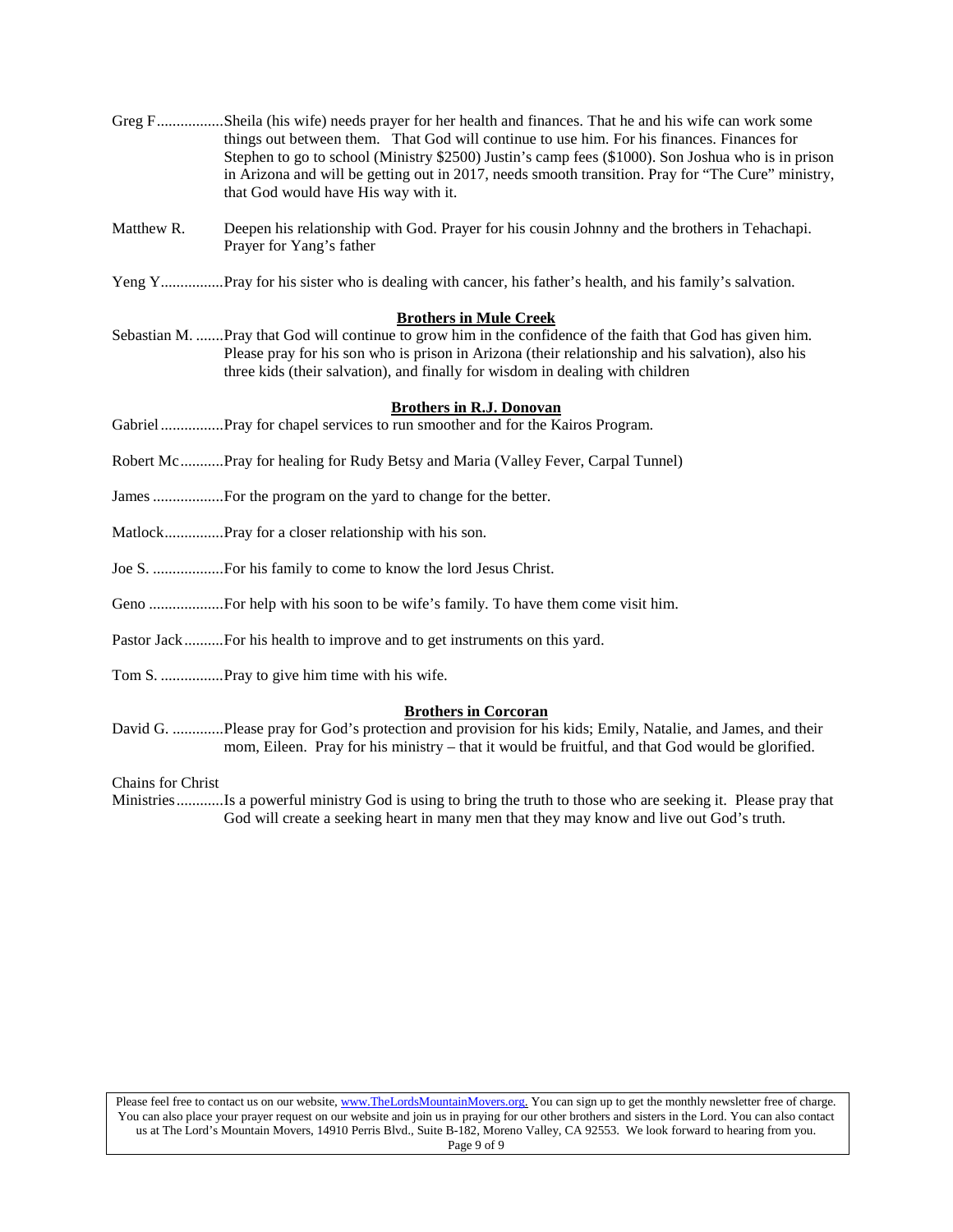Greg F.................Sheila (his wife) needs prayer for her health and finances. That he and his wife can work some things out between them. That God will continue to use him. For his finances. Finances for Stephen to go to school (Ministry $2500) Justin's camp fees ($1000). Son Joshua who is in prison in Arizona and will be getting out in 2017, needs smooth transition. Pray for "The Cure" ministry, that God would have His way with it.

Matthew R. Deepen his relationship with God. Prayer for his cousin Johnny and the brothers in Tehachapi. Prayer for Yang's father

Yeng Y................Pray for his sister who is dealing with cancer, his father's health, and his family's salvation.

**Brothers in Mule Creek**

Sebastian M. .......Pray that God will continue to grow him in the confidence of the faith that God has given him. Please pray for his son who is prison in Arizona (their relationship and his salvation), also his three kids (their salvation), and finally for wisdom in dealing with children

**Brothers in R.J. Donovan**

Gabriel................Pray for chapel services to run smoother and for the Kairos Program.

Robert Mc...........Pray for healing for Rudy Betsy and Maria (Valley Fever, Carpal Tunnel)

James ..................For the program on the yard to change for the better.

Matlock...............Pray for a closer relationship with his son.

Joe S. ..................For his family to come to know the lord Jesus Christ.

Geno ...................For help with his soon to be wife's family. To have them come visit him.

Pastor Jack..........For his health to improve and to get instruments on this yard.

Tom S. ................Pray to give him time with his wife.

**Brothers in Corcoran**

David G. .............Please pray for God's protection and provision for his kids; Emily, Natalie, and James, and their mom, Eileen. Pray for his ministry – that it would be fruitful, and that God would be glorified.

Chains for Christ
Ministries............Is a powerful ministry God is using to bring the truth to those who are seeking it. Please pray that God will create a seeking heart in many men that they may know and live out God's truth.

Please feel free to contact us on our website, www.TheLordsMountainMovers.org. You can sign up to get the monthly newsletter free of charge. You can also place your prayer request on our website and join us in praying for our other brothers and sisters in the Lord. You can also contact us at The Lord's Mountain Movers, 14910 Perris Blvd., Suite B-182, Moreno Valley, CA 92553. We look forward to hearing from you.